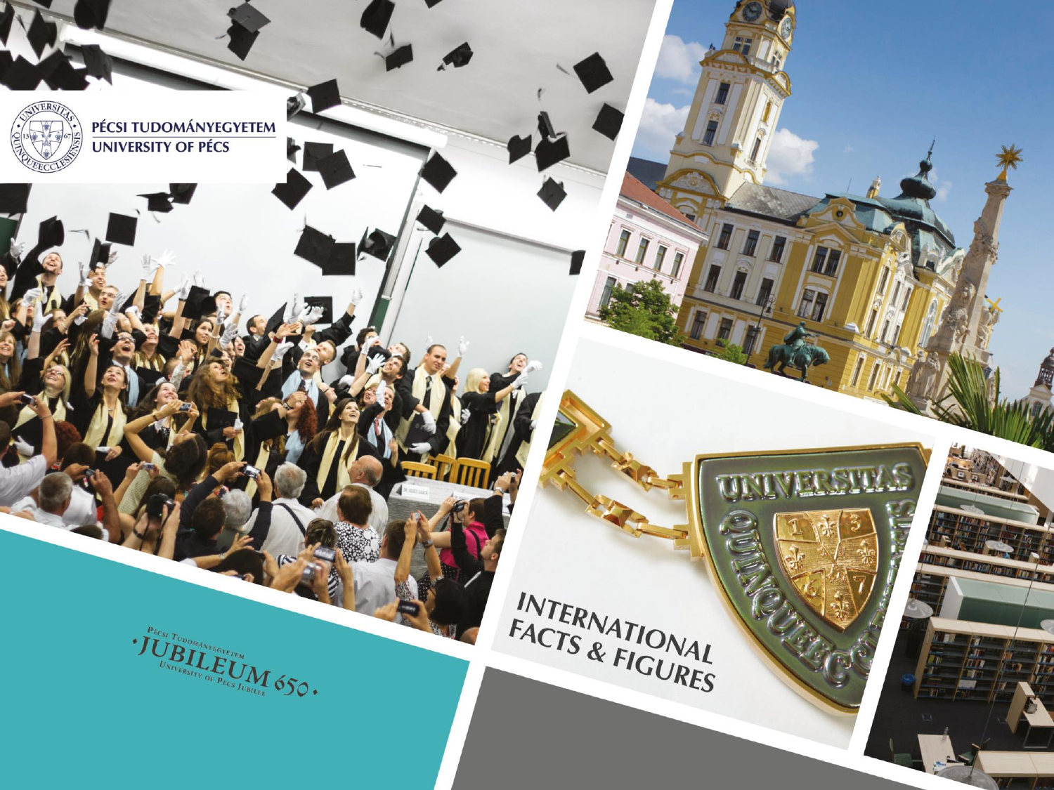PÉCSI TUDOMÁNYEGYETEM
UNIVERSITY OF PÉCS

# INTERNATIONAL FACTS & FIGURES

PÉCSI TUDOMÁNYEGYETEM
·JUBILEUM 650·
UNIVERSITY OF PÉCS JUBILEE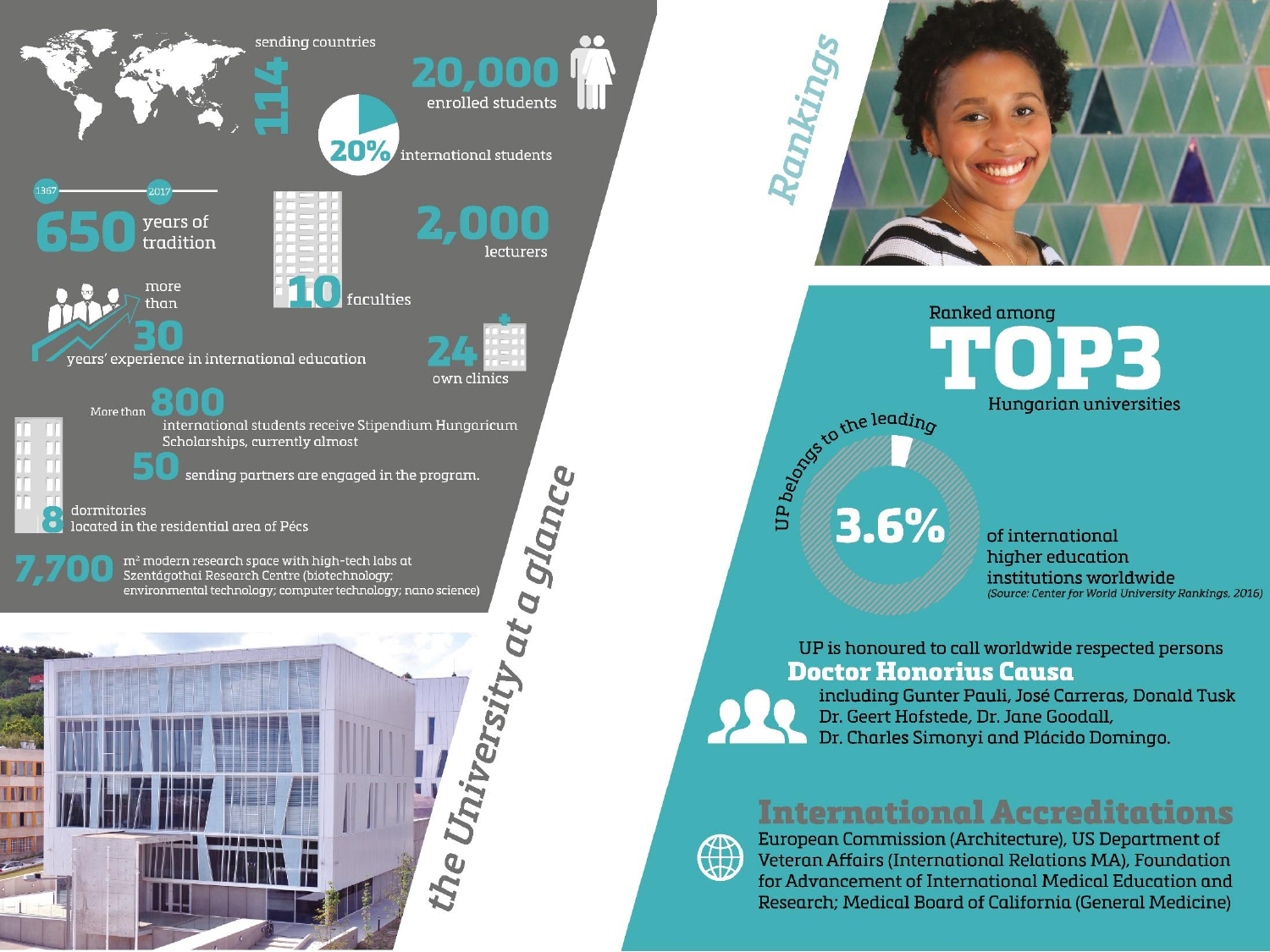## the University at a glance

- **114** sending countries
- **20,000** enrolled students
- **20%** international students
- 1367 – 2017: **650** years of tradition
- **2,000** lecturers
- **10** faculties
- more than **30** years' experience in international education
- **24** own clinics
- More than **800** international students receive Stipendium Hungaricum Scholarships, currently almost **50** sending partners are engaged in the program.
- **8** dormitories located in the residential area of Pécs
- **7,700** m² modern research space with high-tech labs at Szentágothai Research Centre (biotechnology; environmental technology; computer technology; nano science)

## Rankings

Ranked among

# TOP3

Hungarian universities

UP belongs to the leading **3.6%** of international higher education institutions worldwide

*(Source: Center for World University Rankings, 2016)*

UP is honoured to call worldwide respected persons

### Doctor Honorius Causa

including Gunter Pauli, José Carreras, Donald Tusk, Dr. Geert Hofstede, Dr. Jane Goodall, Dr. Charles Simonyi and Plácido Domingo.

## International Accreditations

European Commission (Architecture), US Department of Veteran Affairs (International Relations MA), Foundation for Advancement of International Medical Education and Research; Medical Board of California (General Medicine)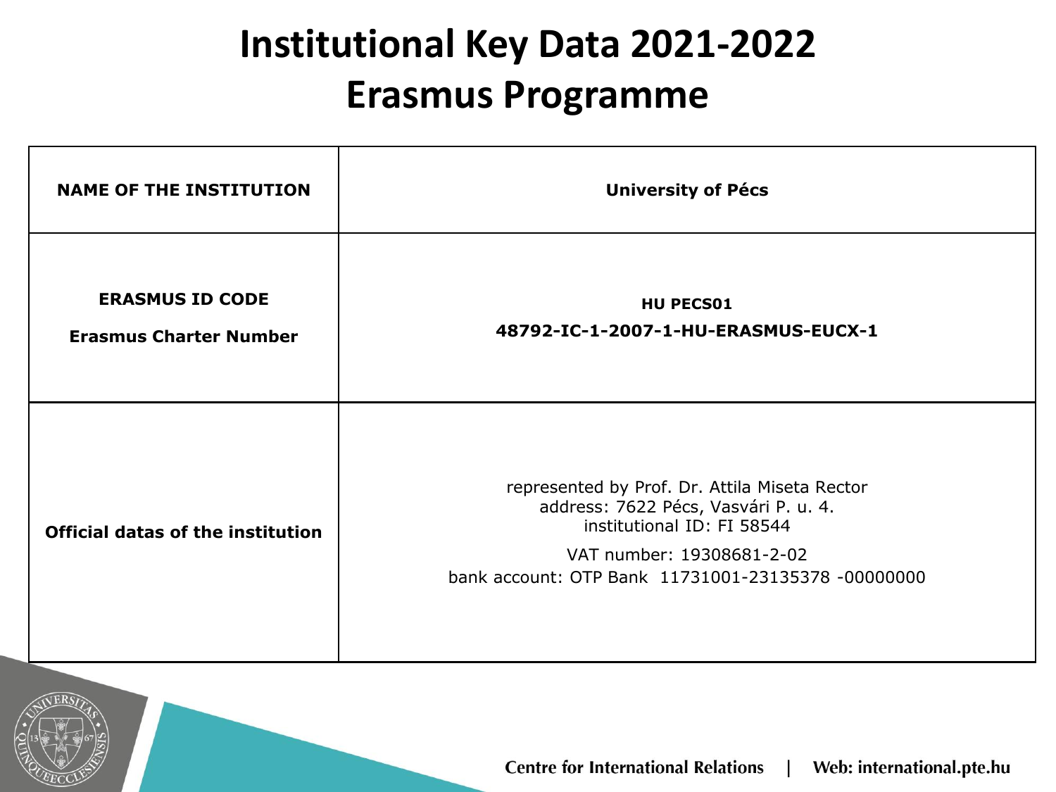# Institutional Key Data 2021-2022
# Erasmus Programme

| NAME OF THE INSTITUTION | University of Pécs |
|---|---|
| **ERASMUS ID CODE**<br>**Erasmus Charter Number** | **HU PECS01**<br>**48792-IC-1-2007-1-HU-ERASMUS-EUCX-1** |
| **Official datas of the institution** | represented by Prof. Dr. Attila Miseta Rector<br>address: 7622 Pécs, Vasvári P. u. 4.<br>institutional ID: FI 58544<br>VAT number: 19308681-2-02<br>bank account: OTP Bank 11731001-23135378 -00000000 |

Centre for International Relations | Web: international.pte.hu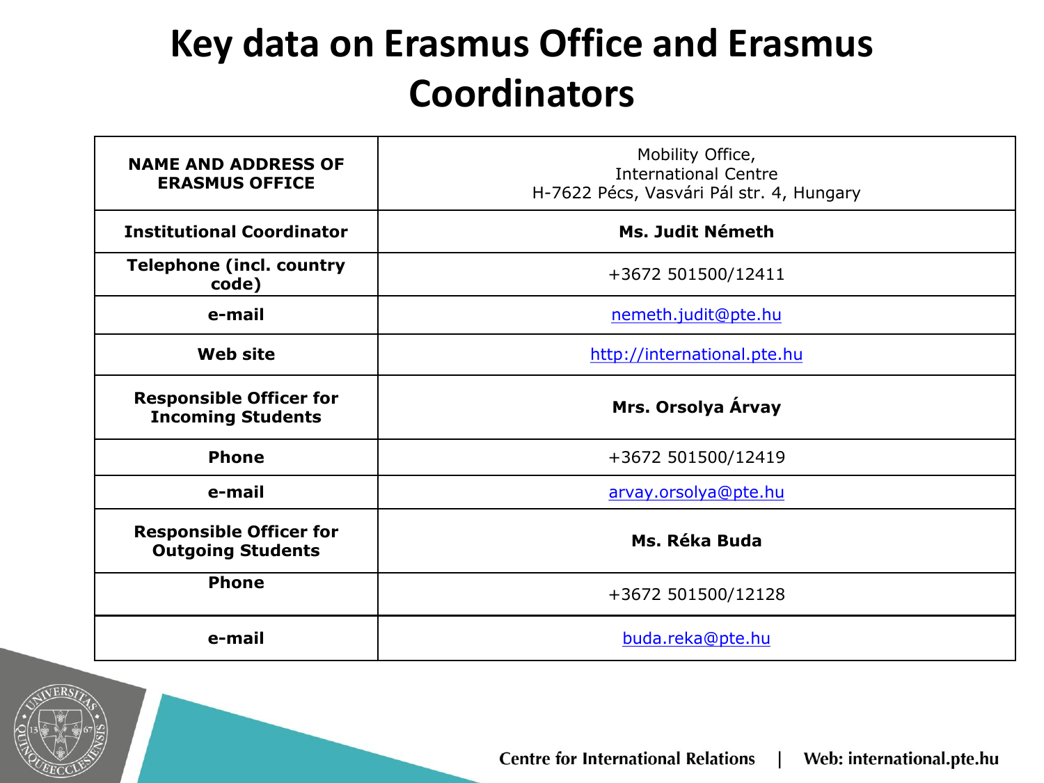# Key data on Erasmus Office and Erasmus Coordinators

| | |
|---|---|
| **NAME AND ADDRESS OF ERASMUS OFFICE** | Mobility Office,<br>International Centre<br>H-7622 Pécs, Vasvári Pál str. 4, Hungary |
| **Institutional Coordinator** | **Ms. Judit Németh** |
| **Telephone (incl. country code)** | +3672 501500/12411 |
| **e-mail** | nemeth.judit@pte.hu |
| **Web site** | http://international.pte.hu |
| **Responsible Officer for Incoming Students** | **Mrs. Orsolya Árvay** |
| **Phone** | +3672 501500/12419 |
| **e-mail** | arvay.orsolya@pte.hu |
| **Responsible Officer for Outgoing Students** | **Ms. Réka Buda** |
| **Phone** | +3672 501500/12128 |
| **e-mail** | buda.reka@pte.hu |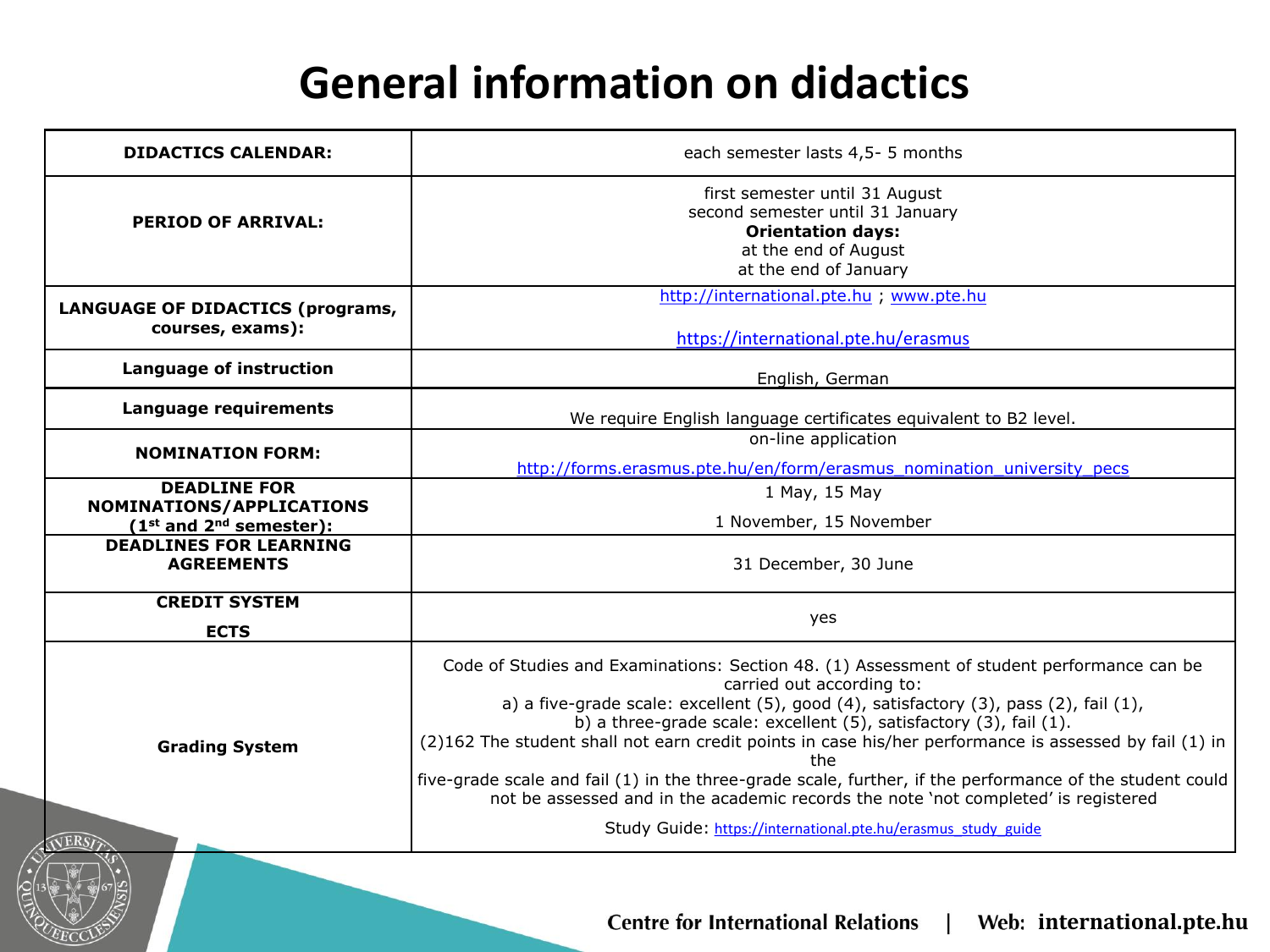# General information on didactics

| | |
|---|---|
| **DIDACTICS CALENDAR:** | each semester lasts 4,5- 5 months |
| **PERIOD OF ARRIVAL:** | first semester until 31 August<br>second semester until 31 January<br>**Orientation days:**<br>at the end of August<br>at the end of January |
| **LANGUAGE OF DIDACTICS (programs, courses, exams):** | http://international.pte.hu ; www.pte.hu<br><br>https://international.pte.hu/erasmus |
| **Language of instruction** | English, German |
| **Language requirements** | We require English language certificates equivalent to B2 level. |
| **NOMINATION FORM:** | on-line application<br><br>http://forms.erasmus.pte.hu/en/form/erasmus_nomination_university_pecs |
| **DEADLINE FOR NOMINATIONS/APPLICATIONS (1st and 2nd semester):** | 1 May, 15 May<br><br>1 November, 15 November |
| **DEADLINES FOR LEARNING AGREEMENTS** | 31 December, 30 June |
| **CREDIT SYSTEM**<br><br>**ECTS** | yes |
| **Grading System** | Code of Studies and Examinations: Section 48. (1) Assessment of student performance can be carried out according to:<br>a) a five-grade scale: excellent (5), good (4), satisfactory (3), pass (2), fail (1),<br>b) a three-grade scale: excellent (5), satisfactory (3), fail (1).<br>(2)162 The student shall not earn credit points in case his/her performance is assessed by fail (1) in the five-grade scale and fail (1) in the three-grade scale, further, if the performance of the student could not be assessed and in the academic records the note 'not completed' is registered<br><br>Study Guide: https://international.pte.hu/erasmus_study_guide |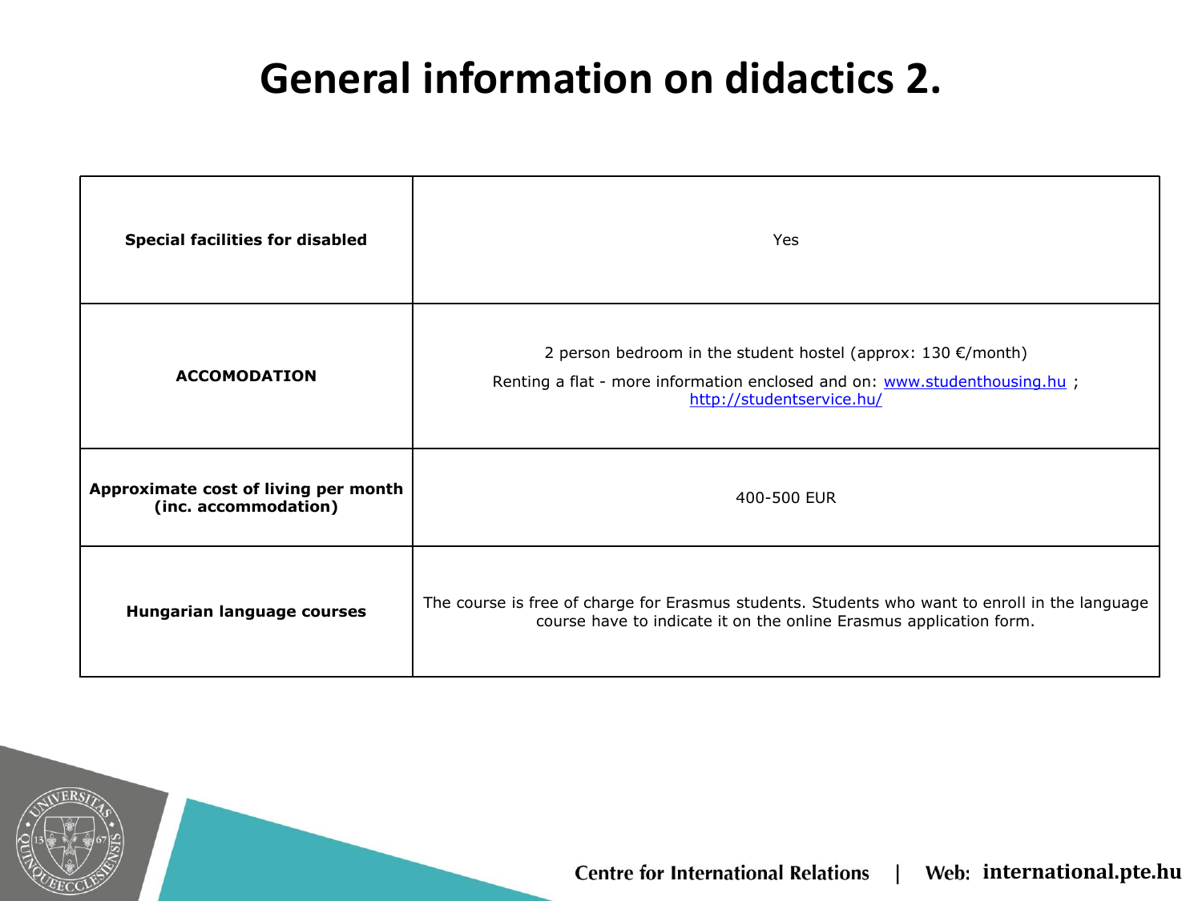# General information on didactics 2.

| | |
|---|---|
| **Special facilities for disabled** | Yes |
| **ACCOMODATION** | 2 person bedroom in the student hostel (approx: 130 €/month)<br>Renting a flat - more information enclosed and on: www.studenthousing.hu ; http://studentservice.hu/ |
| **Approximate cost of living per month (inc. accommodation)** | 400-500 EUR |
| **Hungarian language courses** | The course is free of charge for Erasmus students. Students who want to enroll in the language course have to indicate it on the online Erasmus application form. |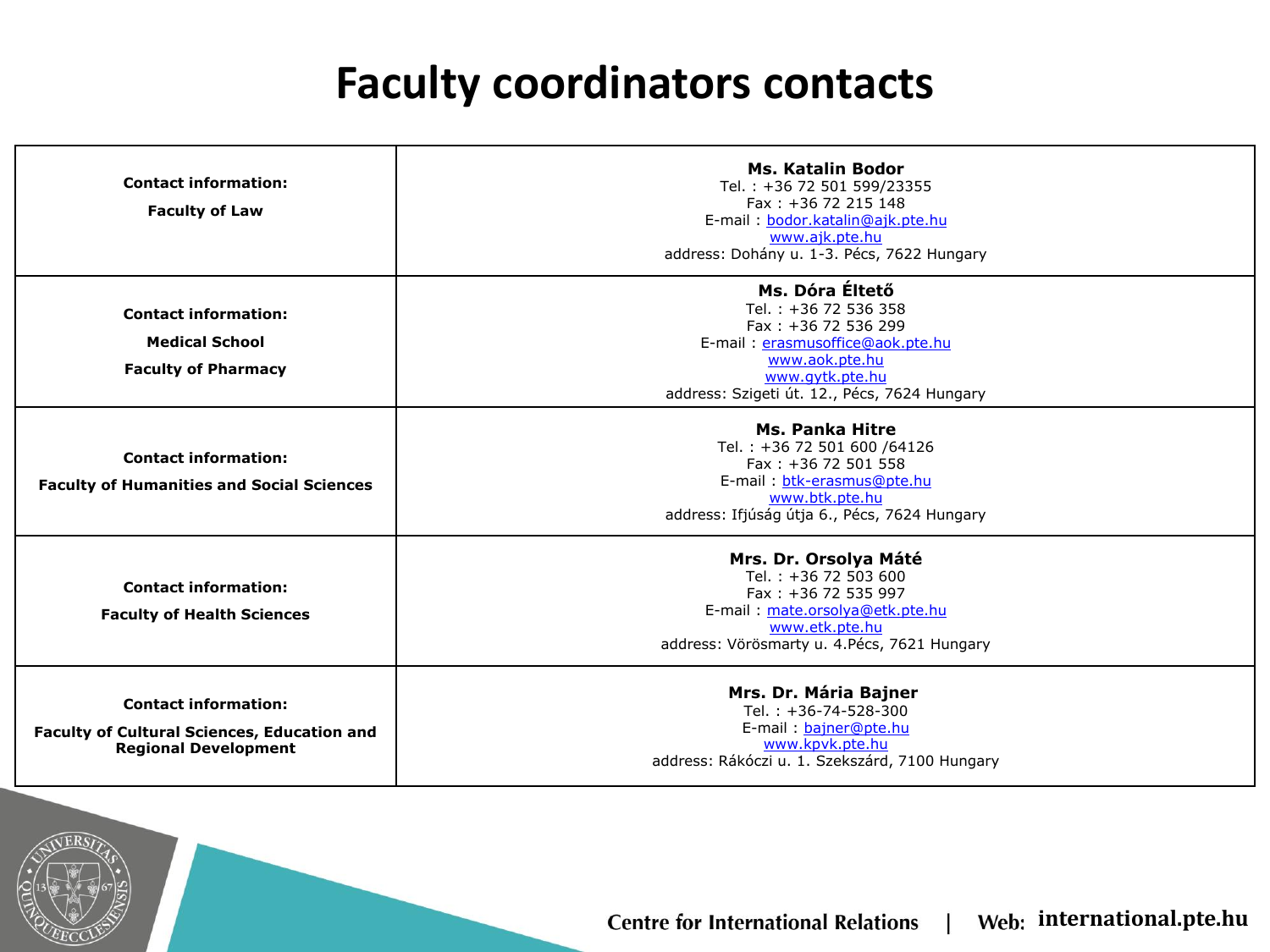# Faculty coordinators contacts

| | |
|---|---|
| **Contact information:**<br>**Faculty of Law** | **Ms. Katalin Bodor**<br>Tel. : +36 72 501 599/23355<br>Fax : +36 72 215 148<br>E-mail : bodor.katalin@ajk.pte.hu<br>www.ajk.pte.hu<br>address: Dohány u. 1-3. Pécs, 7622 Hungary |
| **Contact information:**<br>**Medical School**<br>**Faculty of Pharmacy** | **Ms. Dóra Éltető**<br>Tel. : +36 72 536 358<br>Fax : +36 72 536 299<br>E-mail : erasmusoffice@aok.pte.hu<br>www.aok.pte.hu<br>www.gytk.pte.hu<br>address: Szigeti út. 12., Pécs, 7624 Hungary |
| **Contact information:**<br>**Faculty of Humanities and Social Sciences** | **Ms. Panka Hitre**<br>Tel. : +36 72 501 600 /64126<br>Fax : +36 72 501 558<br>E-mail : btk-erasmus@pte.hu<br>www.btk.pte.hu<br>address: Ifjúság útja 6., Pécs, 7624 Hungary |
| **Contact information:**<br>**Faculty of Health Sciences** | **Mrs. Dr. Orsolya Máté**<br>Tel. : +36 72 503 600<br>Fax : +36 72 535 997<br>E-mail : mate.orsolya@etk.pte.hu<br>www.etk.pte.hu<br>address: Vörösmarty u. 4.Pécs, 7621 Hungary |
| **Contact information:**<br>**Faculty of Cultural Sciences, Education and Regional Development** | **Mrs. Dr. Mária Bajner**<br>Tel. : +36-74-528-300<br>E-mail : bajner@pte.hu<br>www.kpvk.pte.hu<br>address: Rákóczi u. 1. Szekszárd, 7100 Hungary |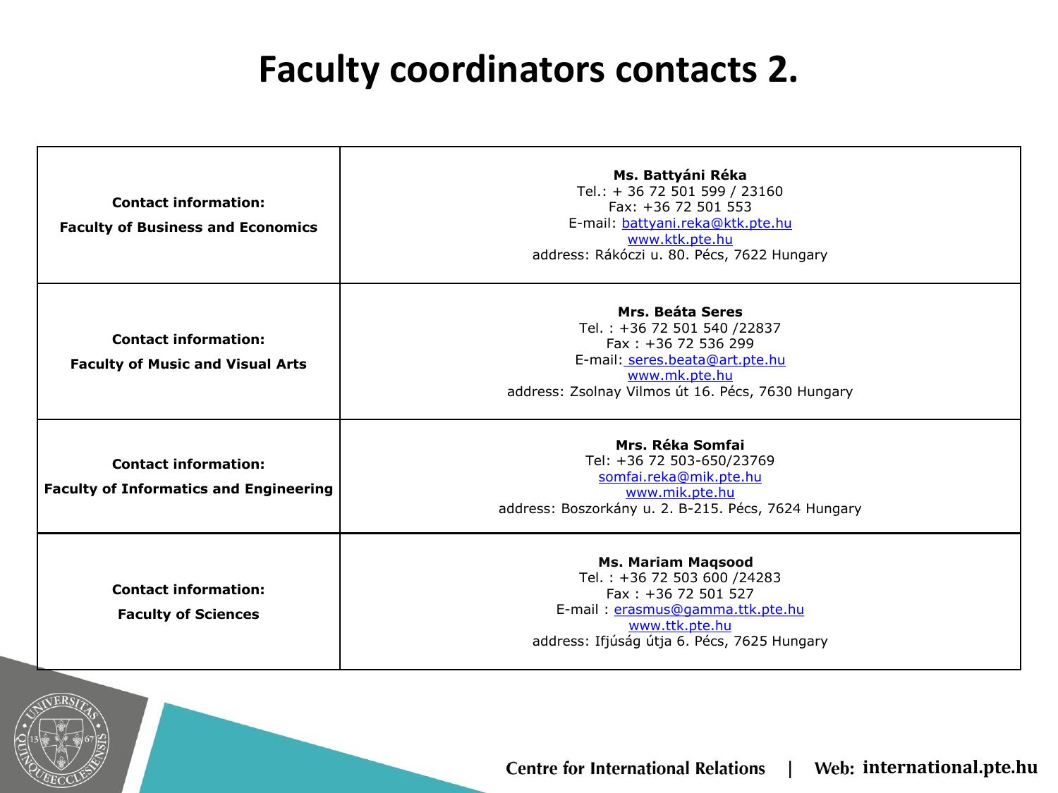# Faculty coordinators contacts 2.

| | |
|---|---|
| **Contact information:**<br>**Faculty of Business and Economics** | **Ms. Battyáni Réka**<br>Tel.: + 36 72 501 599 / 23160<br>Fax: +36 72 501 553<br>E-mail: battyani.reka@ktk.pte.hu<br>www.ktk.pte.hu<br>address: Rákóczi u. 80. Pécs, 7622 Hungary |
| **Contact information:**<br>**Faculty of Music and Visual Arts** | **Mrs. Beáta Seres**<br>Tel. : +36 72 501 540 /22837<br>Fax : +36 72 536 299<br>E-mail: seres.beata@art.pte.hu<br>www.mk.pte.hu<br>address: Zsolnay Vilmos út 16. Pécs, 7630 Hungary |
| **Contact information:**<br>**Faculty of Informatics and Engineering** | **Mrs. Réka Somfai**<br>Tel: +36 72 503-650/23769<br>somfai.reka@mik.pte.hu<br>www.mik.pte.hu<br>address: Boszorkány u. 2. B-215. Pécs, 7624 Hungary |
| **Contact information:**<br>**Faculty of Sciences** | **Ms. Mariam Maqsood**<br>Tel. : +36 72 503 600 /24283<br>Fax : +36 72 501 527<br>E-mail : erasmus@gamma.ttk.pte.hu<br>www.ttk.pte.hu<br>address: Ifjúság útja 6. Pécs, 7625 Hungary |

Centre for International Relations | Web: international.pte.hu